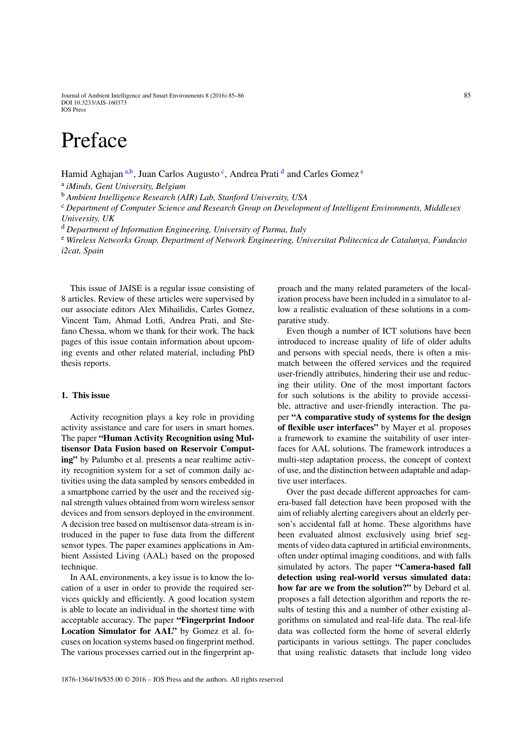# Preface

Hamid Aghajan [a,b], Juan Carlos Augusto [c], Andrea Prati [d] and Carles Gomez [e]

[a] *iMinds, Gent University, Belgium*

[b] *Ambient Intelligence Research (AIR) Lab, Stanford University, USA*

[c] *Department of Computer Science and Research Group on Development of Intelligent Environments, Middlesex University, UK*

[d] *Department of Information Engineering, University of Parma, Italy*

[e] *Wireless Networks Group, Department of Network Engineering, Universitat Politecnica de Catalunya, Fundacio i2cat, Spain*

This issue of JAISE is a regular issue consisting of 8 articles. Review of these articles were supervised by our associate editors Alex Mihailidis, Carles Gomez, Vincent Tam, Ahmad Lotfi, Andrea Prati, and Stefano Chessa, whom we thank for their work. The back pages of this issue contain information about upcoming events and other related material, including PhD thesis reports.

## 1. This issue

Activity recognition plays a key role in providing activity assistance and care for users in smart homes. The paper **"Human Activity Recognition using Multisensor Data Fusion based on Reservoir Computing"** by Palumbo et al. presents a near realtime activity recognition system for a set of common daily activities using the data sampled by sensors embedded in a smartphone carried by the user and the received signal strength values obtained from worn wireless sensor devices and from sensors deployed in the environment. A decision tree based on multisensor data-stream is introduced in the paper to fuse data from the different sensor types. The paper examines applications in Ambient Assisted Living (AAL) based on the proposed technique.

In AAL environments, a key issue is to know the location of a user in order to provide the required services quickly and efficiently. A good location system is able to locate an individual in the shortest time with acceptable accuracy. The paper **"Fingerprint Indoor Location Simulator for AAL"** by Gomez et al. focuses on location systems based on fingerprint method. The various processes carried out in the fingerprint approach and the many related parameters of the localization process have been included in a simulator to allow a realistic evaluation of these solutions in a comparative study.

Even though a number of ICT solutions have been introduced to increase quality of life of older adults and persons with special needs, there is often a mismatch between the offered services and the required user-friendly attributes, hindering their use and reducing their utility. One of the most important factors for such solutions is the ability to provide accessible, attractive and user-friendly interaction. The paper **"A comparative study of systems for the design of flexible user interfaces"** by Mayer et al. proposes a framework to examine the suitability of user interfaces for AAL solutions. The framework introduces a multi-step adaptation process, the concept of context of use, and the distinction between adaptable and adaptive user interfaces.

Over the past decade different approaches for camera-based fall detection have been proposed with the aim of reliably alerting caregivers about an elderly person's accidental fall at home. These algorithms have been evaluated almost exclusively using brief segments of video data captured in artificial environments, often under optimal imaging conditions, and with falls simulated by actors. The paper **"Camera-based fall detection using real-world versus simulated data: how far are we from the solution?"** by Debard et al. proposes a fall detection algorithm and reports the results of testing this and a number of other existing algorithms on simulated and real-life data. The real-life data was collected form the home of several elderly participants in various settings. The paper concludes that using realistic datasets that include long video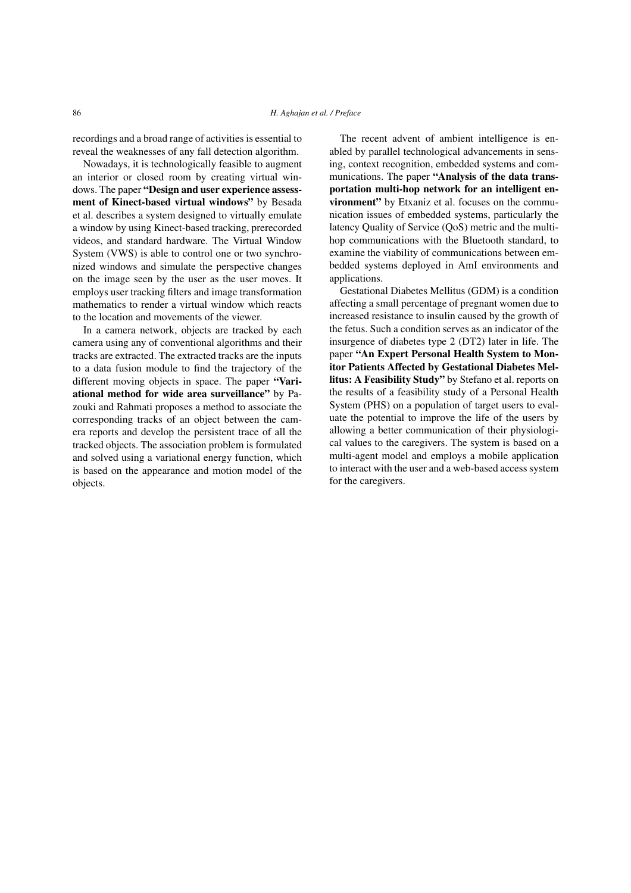recordings and a broad range of activities is essential to reveal the weaknesses of any fall detection algorithm.

Nowadays, it is technologically feasible to augment an interior or closed room by creating virtual windows. The paper **"Design and user experience assessment of Kinect-based virtual windows"** by Besada et al. describes a system designed to virtually emulate a window by using Kinect-based tracking, prerecorded videos, and standard hardware. The Virtual Window System (VWS) is able to control one or two synchronized windows and simulate the perspective changes on the image seen by the user as the user moves. It employs user tracking filters and image transformation mathematics to render a virtual window which reacts to the location and movements of the viewer.

In a camera network, objects are tracked by each camera using any of conventional algorithms and their tracks are extracted. The extracted tracks are the inputs to a data fusion module to find the trajectory of the different moving objects in space. The paper **"Variational method for wide area surveillance"** by Pazouki and Rahmati proposes a method to associate the corresponding tracks of an object between the camera reports and develop the persistent trace of all the tracked objects. The association problem is formulated and solved using a variational energy function, which is based on the appearance and motion model of the objects.

The recent advent of ambient intelligence is enabled by parallel technological advancements in sensing, context recognition, embedded systems and communications. The paper **"Analysis of the data transportation multi-hop network for an intelligent environment"** by Etxaniz et al. focuses on the communication issues of embedded systems, particularly the latency Quality of Service (QoS) metric and the multi-hop communications with the Bluetooth standard, to examine the viability of communications between embedded systems deployed in AmI environments and applications.

Gestational Diabetes Mellitus (GDM) is a condition affecting a small percentage of pregnant women due to increased resistance to insulin caused by the growth of the fetus. Such a condition serves as an indicator of the insurgence of diabetes type 2 (DT2) later in life. The paper **"An Expert Personal Health System to Monitor Patients Affected by Gestational Diabetes Mellitus: A Feasibility Study"** by Stefano et al. reports on the results of a feasibility study of a Personal Health System (PHS) on a population of target users to evaluate the potential to improve the life of the users by allowing a better communication of their physiological values to the caregivers. The system is based on a multi-agent model and employs a mobile application to interact with the user and a web-based access system for the caregivers.